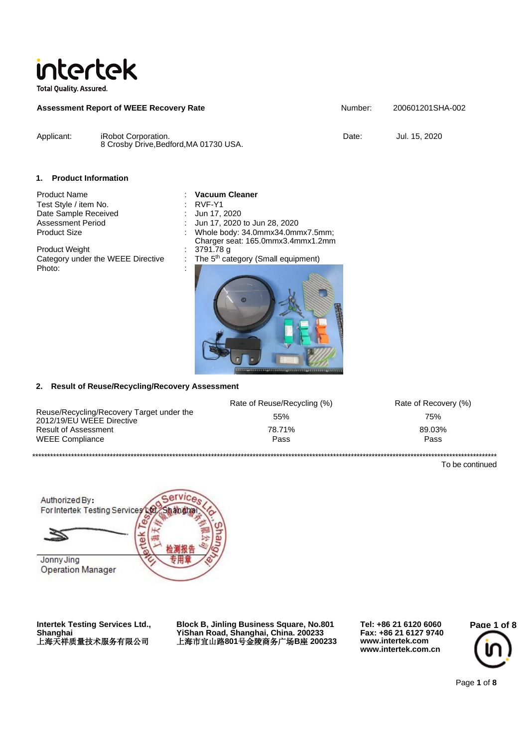**intertek**
Total Quality. Assured.

**Assessment Report of WEEE Recovery Rate** Number: 200601201SHA-002

Applicant: iRobot Corporation.
8 Crosby Drive,Bedford,MA 01730 USA.

Date: Jul. 15, 2020

## 1. Product Information

| | | |
|---|---|---|
| Product Name | : | **Vacuum Cleaner** |
| Test Style / item No. | : | RVF-Y1 |
| Date Sample Received | : | Jun 17, 2020 |
| Assessment Period | : | Jun 17, 2020 to Jun 28, 2020 |
| Product Size | : | Whole body: 34.0mmx34.0mmx7.5mm; Charger seat: 165.0mmx3.4mmx1.2mm |
| Product Weight | : | 3791.78 g |
| Category under the WEEE Directive | : | The 5th category (Small equipment) |
| Photo: | : | |

## 2. Result of Reuse/Recycling/Recovery Assessment

| | Rate of Reuse/Recycling (%) | Rate of Recovery (%) |
|---|---|---|
| Reuse/Recycling/Recovery Target under the 2012/19/EU WEEE Directive | 55% | 75% |
| Result of Assessment | 78.71% | 89.03% |
| WEEE Compliance | Pass | Pass |

*****************************************************************************************************************************

To be continued

Authorized By:
For Intertek Testing Services Ltd., Shanghai

Jonny Jing
Operation Manager

**Intertek Testing Services Ltd., Shanghai**
**上海天祥质量技术服务有限公司**

**Block B, Jinling Business Square, No.801 YiShan Road, Shanghai, China. 200233**
**上海市宜山路801号金陵商务广场B座 200233**

**Tel: +86 21 6120 6060**
**Fax: +86 21 6127 9740**
**www.intertek.com**
**www.intertek.com.cn**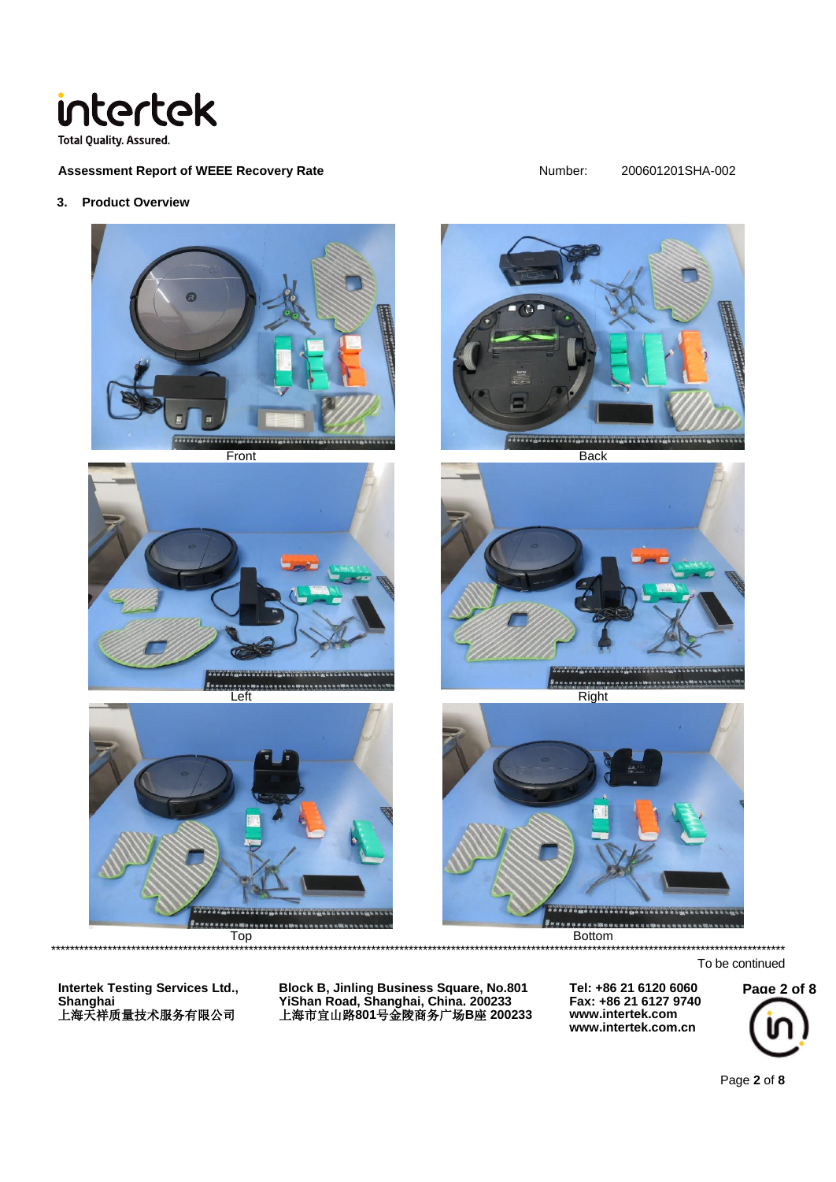## 3. Product Overview

Front

Back

Left

Right

Top

Bottom

To be continued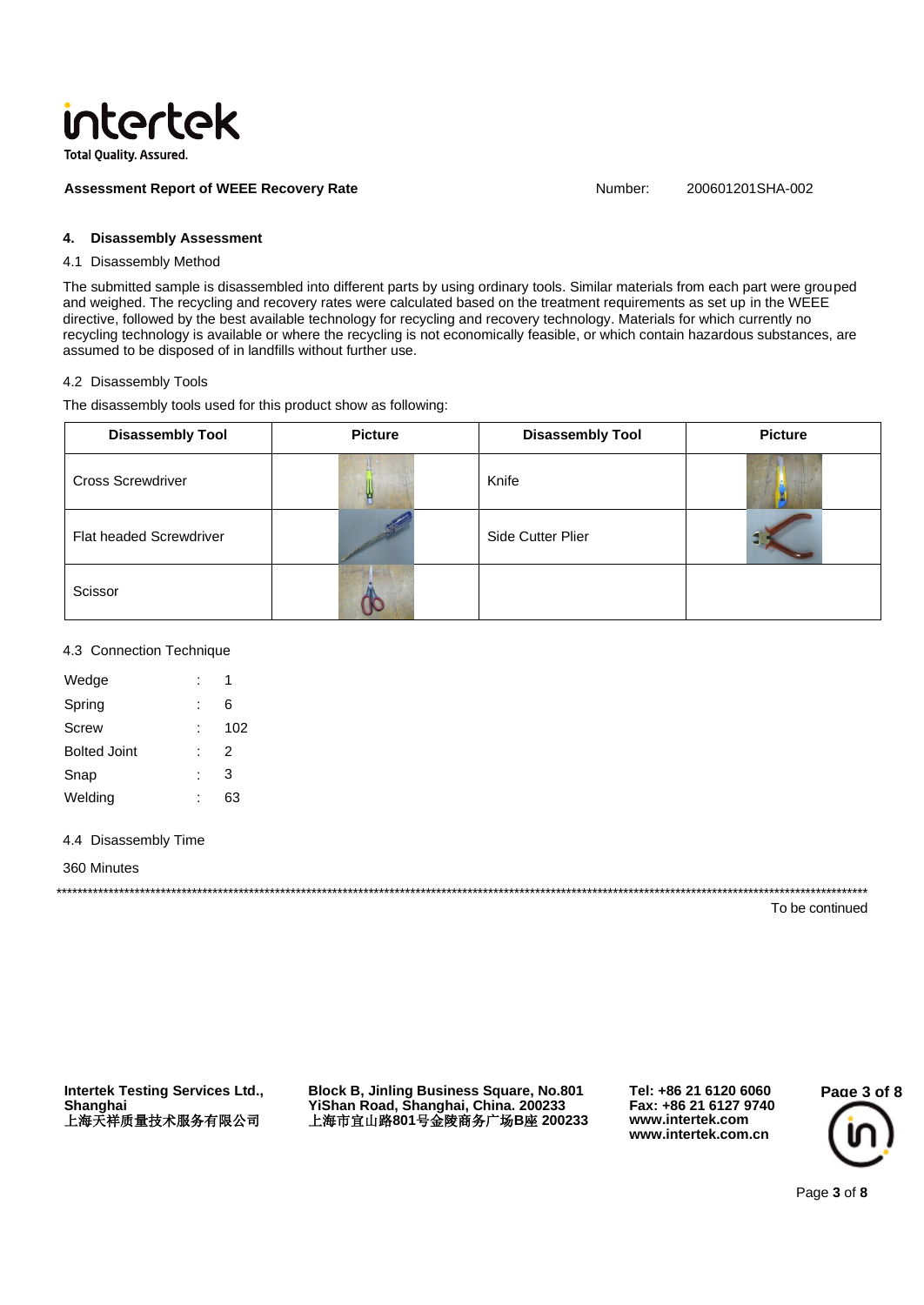**Assessment Report of WEEE Recovery Rate** Number: 200601201SHA-002

## 4. Disassembly Assessment

### 4.1 Disassembly Method

The submitted sample is disassembled into different parts by using ordinary tools. Similar materials from each part were grouped and weighed. The recycling and recovery rates were calculated based on the treatment requirements as set up in the WEEE directive, followed by the best available technology for recycling and recovery technology. Materials for which currently no recycling technology is available or where the recycling is not economically feasible, or which contain hazardous substances, are assumed to be disposed of in landfills without further use.

### 4.2 Disassembly Tools

The disassembly tools used for this product show as following:

| Disassembly Tool | Picture | Disassembly Tool | Picture |
|---|---|---|---|
| Cross Screwdriver | | Knife | |
| Flat headed Screwdriver | | Side Cutter Plier | |
| Scissor | | | |

### 4.3 Connection Technique

| | | |
|---|---|---|
| Wedge | : | 1 |
| Spring | : | 6 |
| Screw | : | 102 |
| Bolted Joint | : | 2 |
| Snap | : | 3 |
| Welding | : | 63 |

### 4.4 Disassembly Time

360 Minutes

*******************************************************************************************************************************************

To be continued

**Intertek Testing Services Ltd., Shanghai**
**上海天祥质量技术服务有限公司**

**Block B, Jinling Business Square, No.801 YiShan Road, Shanghai, China. 200233**
**上海市宜山路801号金陵商务广场B座 200233**

**Tel: +86 21 6120 6060**
**Fax: +86 21 6127 9740**
**www.intertek.com**
**www.intertek.com.cn**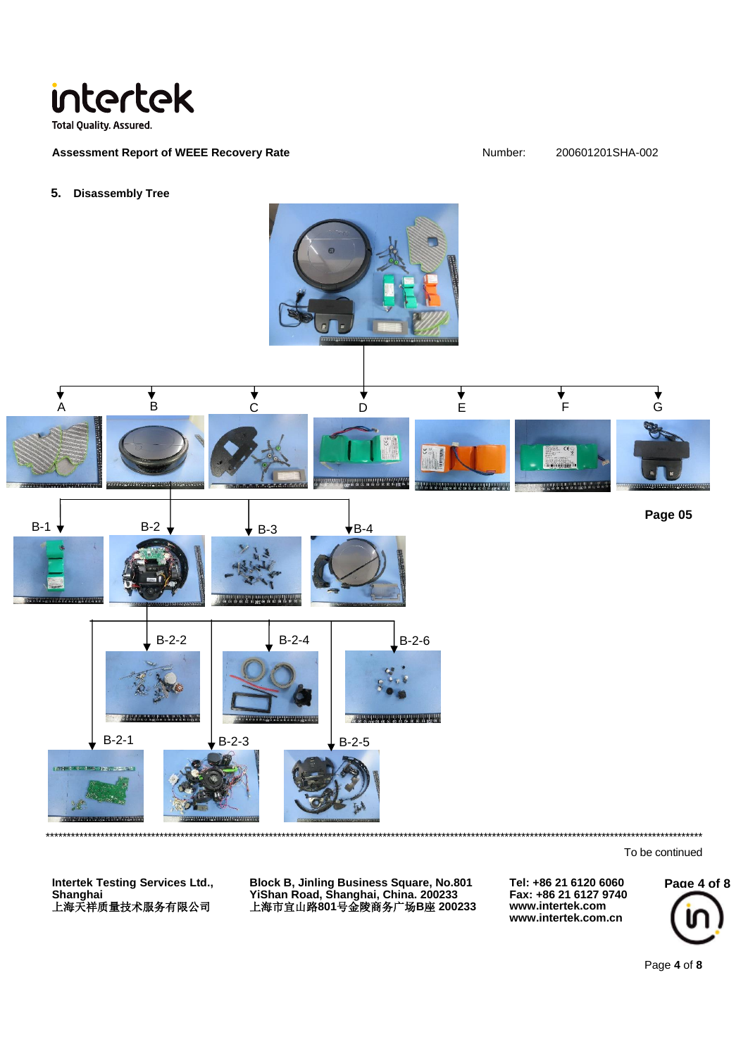## 5. Disassembly Tree

A

B

C

D

E

F

G

Page 05

B-1

B-2

B-3

B-4

B-2-2

B-2-4

B-2-6

B-2-1

B-2-3

B-2-5

***************************************************************************************************************************************************

To be continued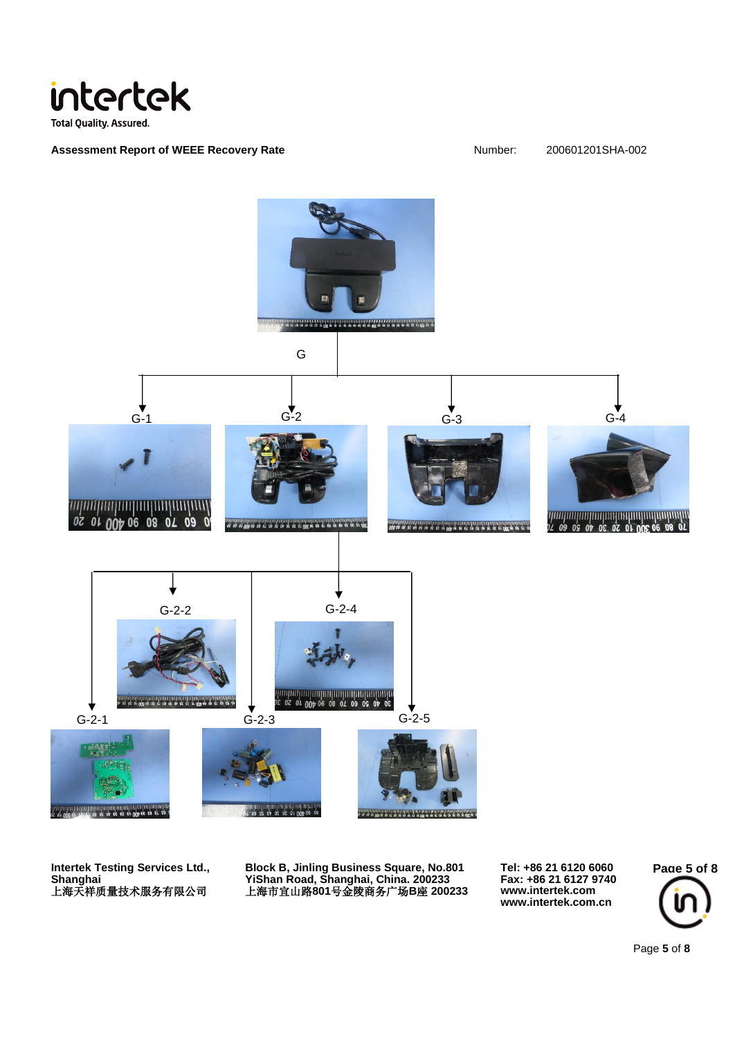G

G-1

G-2

G-3

G-4

G-2-2

G-2-4

G-2-1

G-2-3

G-2-5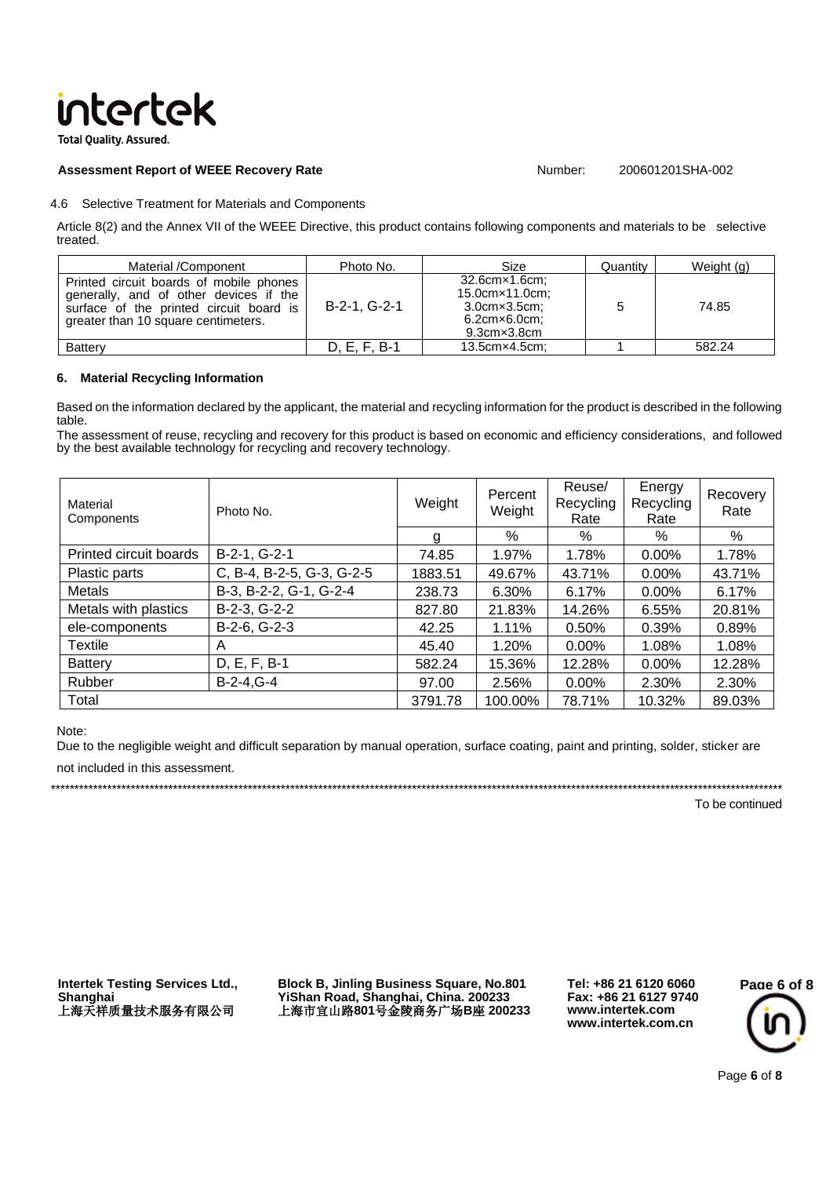4.6 Selective Treatment for Materials and Components

Article 8(2) and the Annex VII of the WEEE Directive, this product contains following components and materials to be selective treated.

| Material /Component | Photo No. | Size | Quantity | Weight (g) |
|---|---|---|---|---|
| Printed circuit boards of mobile phones generally, and of other devices if the surface of the printed circuit board is greater than 10 square centimeters. | B-2-1, G-2-1 | 32.6cm×1.6cm; 15.0cm×11.0cm; 3.0cm×3.5cm; 6.2cm×6.0cm; 9.3cm×3.8cm | 5 | 74.85 |
| Battery | D, E, F, B-1 | 13.5cm×4.5cm; | 1 | 582.24 |

## 6. Material Recycling Information

Based on the information declared by the applicant, the material and recycling information for the product is described in the following table.

The assessment of reuse, recycling and recovery for this product is based on economic and efficiency considerations, and followed by the best available technology for recycling and recovery technology.

| Material Components | Photo No. | Weight | Percent Weight | Reuse/ Recycling Rate | Energy Recycling Rate | Recovery Rate |
|---|---|---|---|---|---|---|
| | | g | % | % | % | % |
| Printed circuit boards | B-2-1, G-2-1 | 74.85 | 1.97% | 1.78% | 0.00% | 1.78% |
| Plastic parts | C, B-4, B-2-5, G-3, G-2-5 | 1883.51 | 49.67% | 43.71% | 0.00% | 43.71% |
| Metals | B-3, B-2-2, G-1, G-2-4 | 238.73 | 6.30% | 6.17% | 0.00% | 6.17% |
| Metals with plastics | B-2-3, G-2-2 | 827.80 | 21.83% | 14.26% | 6.55% | 20.81% |
| ele-components | B-2-6, G-2-3 | 42.25 | 1.11% | 0.50% | 0.39% | 0.89% |
| Textile | A | 45.40 | 1.20% | 0.00% | 1.08% | 1.08% |
| Battery | D, E, F, B-1 | 582.24 | 15.36% | 12.28% | 0.00% | 12.28% |
| Rubber | B-2-4,G-4 | 97.00 | 2.56% | 0.00% | 2.30% | 2.30% |
| Total | | 3791.78 | 100.00% | 78.71% | 10.32% | 89.03% |

Note:

Due to the negligible weight and difficult separation by manual operation, surface coating, paint and printing, solder, sticker are not included in this assessment.

To be continued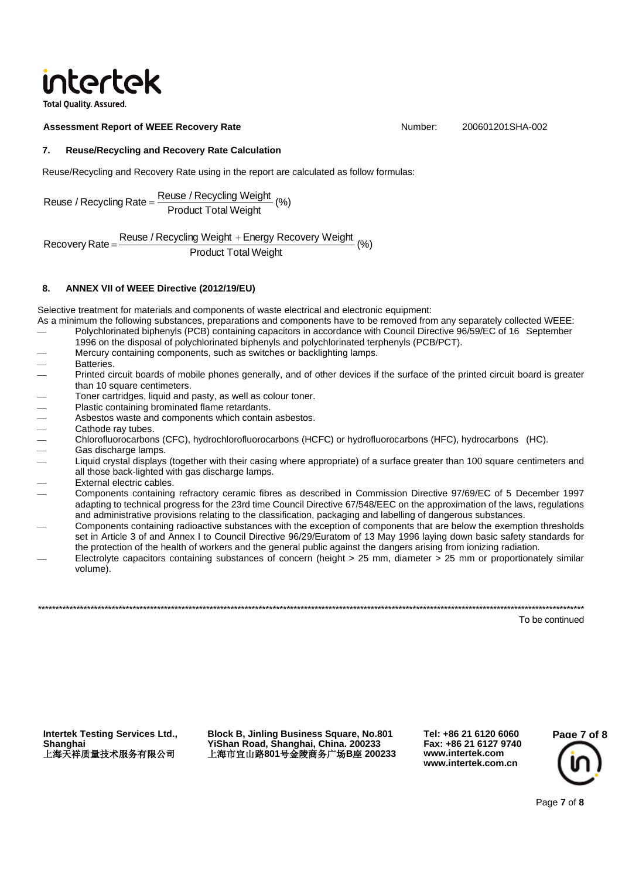## 7. Reuse/Recycling and Recovery Rate Calculation

Reuse/Recycling and Recovery Rate using in the report are calculated as follow formulas:

$$\text{Reuse / Recycling Rate} = \frac{\text{Reuse / Recycling Weight}}{\text{Product Total Weight}} (\%)$$

$$\text{Recovery Rate} = \frac{\text{Reuse / Recycling Weight} + \text{Energy Recovery Weight}}{\text{Product Total Weight}} (\%)$$

## 8. ANNEX VII of WEEE Directive (2012/19/EU)

Selective treatment for materials and components of waste electrical and electronic equipment:

As a minimum the following substances, preparations and components have to be removed from any separately collected WEEE:

- Polychlorinated biphenyls (PCB) containing capacitors in accordance with Council Directive 96/59/EC of 16 September 1996 on the disposal of polychlorinated biphenyls and polychlorinated terphenyls (PCB/PCT).
- Mercury containing components, such as switches or backlighting lamps.
- Batteries.
- Printed circuit boards of mobile phones generally, and of other devices if the surface of the printed circuit board is greater than 10 square centimeters.
- Toner cartridges, liquid and pasty, as well as colour toner.
- Plastic containing brominated flame retardants.
- Asbestos waste and components which contain asbestos.
- Cathode ray tubes.
- Chlorofluorocarbons (CFC), hydrochlorofluorocarbons (HCFC) or hydrofluorocarbons (HFC), hydrocarbons (HC).
- Gas discharge lamps.
- Liquid crystal displays (together with their casing where appropriate) of a surface greater than 100 square centimeters and all those back-lighted with gas discharge lamps.
- External electric cables.
- Components containing refractory ceramic fibres as described in Commission Directive 97/69/EC of 5 December 1997 adapting to technical progress for the 23rd time Council Directive 67/548/EEC on the approximation of the laws, regulations and administrative provisions relating to the classification, packaging and labelling of dangerous substances.
- Components containing radioactive substances with the exception of components that are below the exemption thresholds set in Article 3 of and Annex I to Council Directive 96/29/Euratom of 13 May 1996 laying down basic safety standards for the protection of the health of workers and the general public against the dangers arising from ionizing radiation.
- Electrolyte capacitors containing substances of concern (height > 25 mm, diameter > 25 mm or proportionately similar volume).

***

To be continued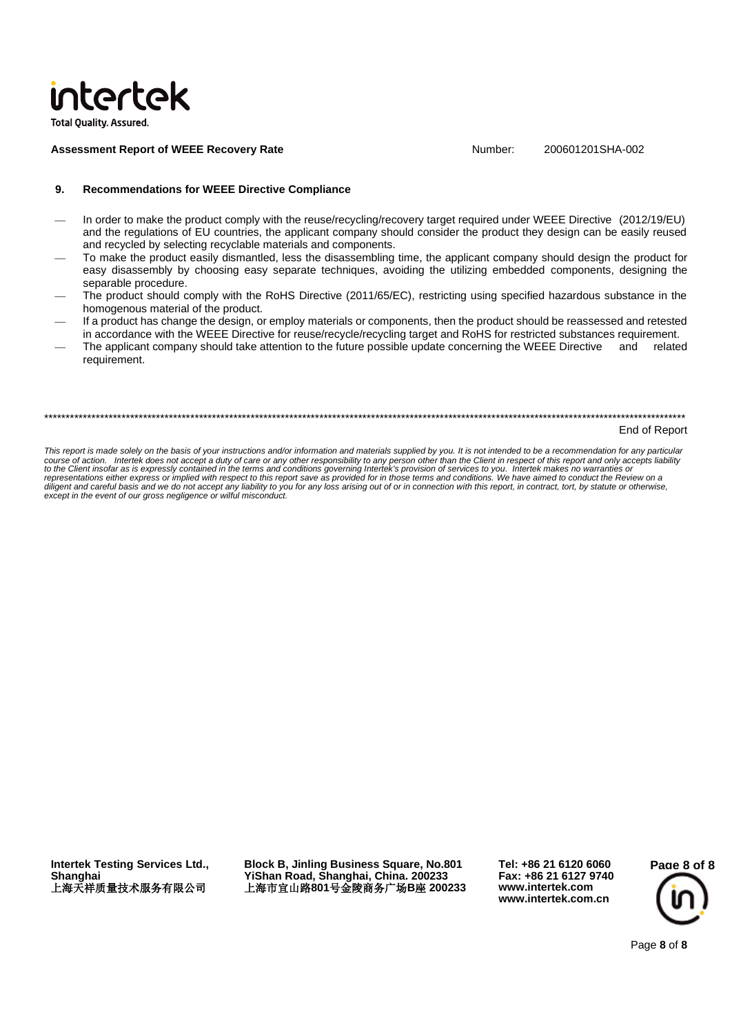## 9. Recommendations for WEEE Directive Compliance

- In order to make the product comply with the reuse/recycling/recovery target required under WEEE Directive (2012/19/EU) and the regulations of EU countries, the applicant company should consider the product they design can be easily reused and recycled by selecting recyclable materials and components.
- To make the product easily dismantled, less the disassembling time, the applicant company should design the product for easy disassembly by choosing easy separate techniques, avoiding the utilizing embedded components, designing the separable procedure.
- The product should comply with the RoHS Directive (2011/65/EC), restricting using specified hazardous substance in the homogenous material of the product.
- If a product has change the design, or employ materials or components, then the product should be reassessed and retested in accordance with the WEEE Directive for reuse/recycle/recycling target and RoHS for restricted substances requirement.
- The applicant company should take attention to the future possible update concerning the WEEE Directive and related requirement.

***************************************************************************************************************************************************

End of Report

*This report is made solely on the basis of your instructions and/or information and materials supplied by you. It is not intended to be a recommendation for any particular course of action. Intertek does not accept a duty of care or any other responsibility to any person other than the Client in respect of this report and only accepts liability to the Client insofar as is expressly contained in the terms and conditions governing Intertek's provision of services to you. Intertek makes no warranties or representations either express or implied with respect to this report save as provided for in those terms and conditions. We have aimed to conduct the Review on a diligent and careful basis and we do not accept any liability to you for any loss arising out of or in connection with this report, in contract, tort, by statute or otherwise, except in the event of our gross negligence or wilful misconduct.*